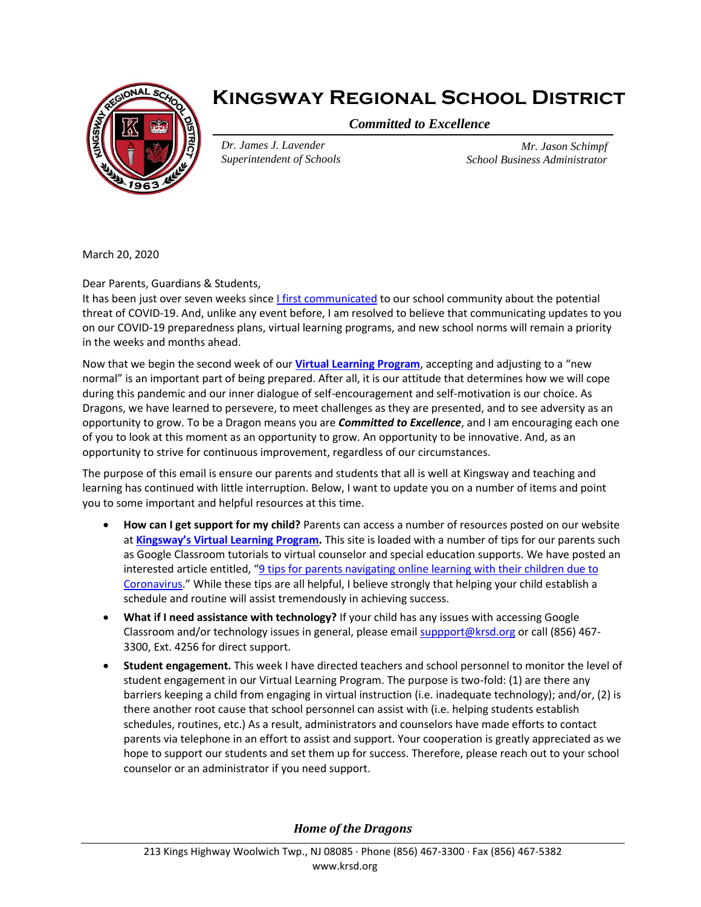# Kingsway Regional School District

*Committed to Excellence*

*Dr. James J. Lavender*
*Superintendent of Schools*

*Mr. Jason Schimpf*
*School Business Administrator*

March 20, 2020

Dear Parents, Guardians & Students,

It has been just over seven weeks since I first communicated to our school community about the potential threat of COVID-19. And, unlike any event before, I am resolved to believe that communicating updates to you on our COVID-19 preparedness plans, virtual learning programs, and new school norms will remain a priority in the weeks and months ahead.

Now that we begin the second week of our **Virtual Learning Program**, accepting and adjusting to a "new normal" is an important part of being prepared. After all, it is our attitude that determines how we will cope during this pandemic and our inner dialogue of self-encouragement and self-motivation is our choice. As Dragons, we have learned to persevere, to meet challenges as they are presented, and to see adversity as an opportunity to grow. To be a Dragon means you are ***Committed to Excellence***, and I am encouraging each one of you to look at this moment as an opportunity to grow. An opportunity to be innovative. And, as an opportunity to strive for continuous improvement, regardless of our circumstances.

The purpose of this email is ensure our parents and students that all is well at Kingsway and teaching and learning has continued with little interruption. Below, I want to update you on a number of items and point you to some important and helpful resources at this time.

- **How can I get support for my child?** Parents can access a number of resources posted on our website at **Kingsway's Virtual Learning Program.** This site is loaded with a number of tips for our parents such as Google Classroom tutorials to virtual counselor and special education supports. We have posted an interested article entitled, "9 tips for parents navigating online learning with their children due to Coronavirus." While these tips are all helpful, I believe strongly that helping your child establish a schedule and routine will assist tremendously in achieving success.
- **What if I need assistance with technology?** If your child has any issues with accessing Google Classroom and/or technology issues in general, please email suppport@krsd.org or call (856) 467-3300, Ext. 4256 for direct support.
- **Student engagement.** This week I have directed teachers and school personnel to monitor the level of student engagement in our Virtual Learning Program. The purpose is two-fold: (1) are there any barriers keeping a child from engaging in virtual instruction (i.e. inadequate technology); and/or, (2) is there another root cause that school personnel can assist with (i.e. helping students establish schedules, routines, etc.) As a result, administrators and counselors have made efforts to contact parents via telephone in an effort to assist and support. Your cooperation is greatly appreciated as we hope to support our students and set them up for success. Therefore, please reach out to your school counselor or an administrator if you need support.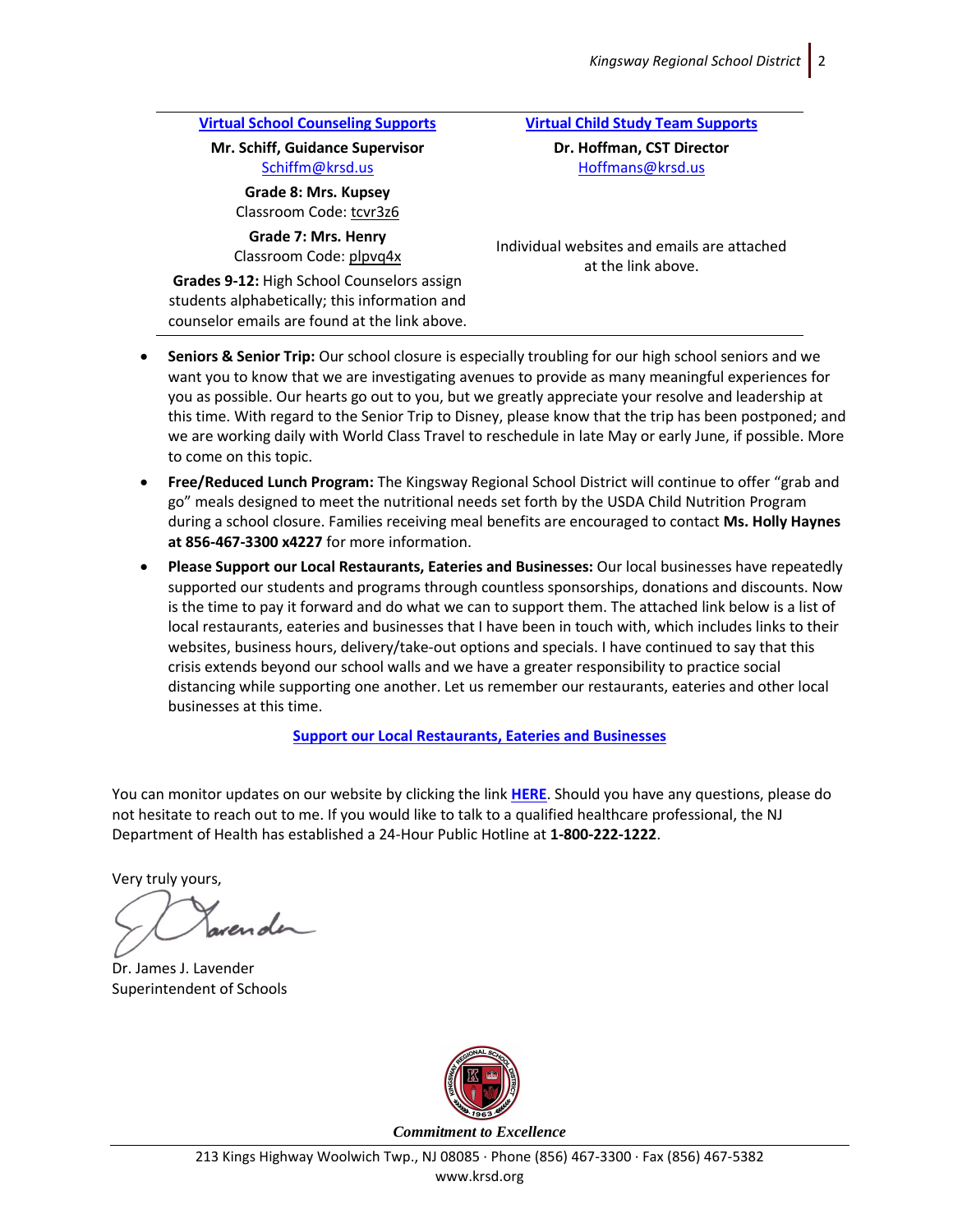| Virtual School Counseling Supports | Virtual Child Study Team Supports |
|---|---|
| **Mr. Schiff, Guidance Supervisor**<br>Schiffm@krsd.us | **Dr. Hoffman, CST Director**<br>Hoffmans@krsd.us |
| **Grade 8: Mrs. Kupsey**<br>Classroom Code: tcvr3z6<br>**Grade 7: Mrs. Henry**<br>Classroom Code: plpvq4x<br>**Grades 9-12:** High School Counselors assign students alphabetically; this information and counselor emails are found at the link above. | Individual websites and emails are attached at the link above. |

- **Seniors & Senior Trip:** Our school closure is especially troubling for our high school seniors and we want you to know that we are investigating avenues to provide as many meaningful experiences for you as possible. Our hearts go out to you, but we greatly appreciate your resolve and leadership at this time. With regard to the Senior Trip to Disney, please know that the trip has been postponed; and we are working daily with World Class Travel to reschedule in late May or early June, if possible. More to come on this topic.
- **Free/Reduced Lunch Program:** The Kingsway Regional School District will continue to offer "grab and go" meals designed to meet the nutritional needs set forth by the USDA Child Nutrition Program during a school closure. Families receiving meal benefits are encouraged to contact **Ms. Holly Haynes at 856-467-3300 x4227** for more information.
- **Please Support our Local Restaurants, Eateries and Businesses:** Our local businesses have repeatedly supported our students and programs through countless sponsorships, donations and discounts. Now is the time to pay it forward and do what we can to support them. The attached link below is a list of local restaurants, eateries and businesses that I have been in touch with, which includes links to their websites, business hours, delivery/take-out options and specials. I have continued to say that this crisis extends beyond our school walls and we have a greater responsibility to practice social distancing while supporting one another. Let us remember our restaurants, eateries and other local businesses at this time.

**Support our Local Restaurants, Eateries and Businesses**

You can monitor updates on our website by clicking the link **HERE**. Should you have any questions, please do not hesitate to reach out to me. If you would like to talk to a qualified healthcare professional, the NJ Department of Health has established a 24-Hour Public Hotline at **1-800-222-1222**.

Very truly yours,

Dr. James J. Lavender
Superintendent of Schools

*Commitment to Excellence*

213 Kings Highway Woolwich Twp., NJ 08085 · Phone (856) 467-3300 · Fax (856) 467-5382
www.krsd.org